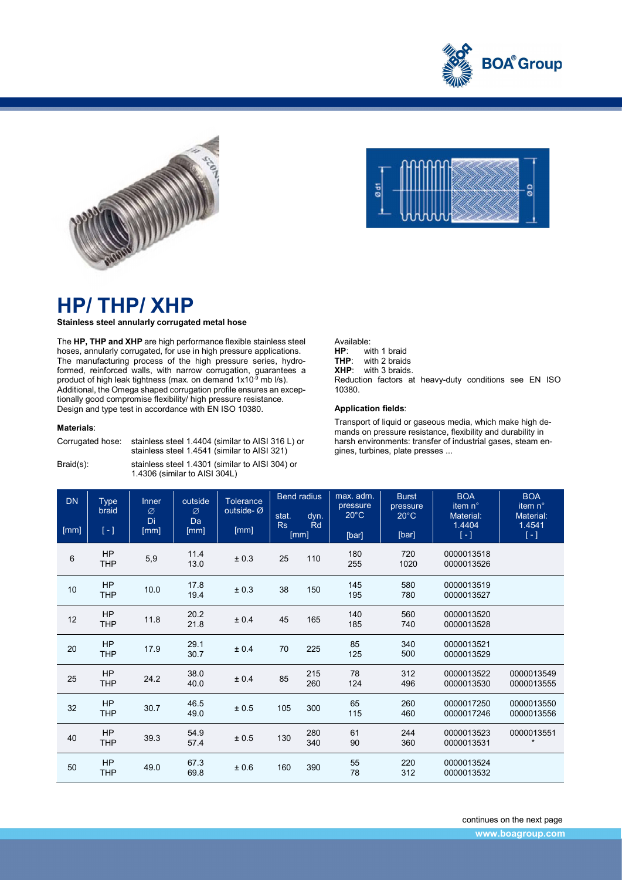# HP/ THP/ XHP

**Stainless steel annularly corrugated metal hose**

The **HP, THP and XHP** are high performance flexible stainless steel hoses, annularly corrugated, for use in high pressure applications. The manufacturing process of the high pressure series, hydro-formed, reinforced walls, with narrow corrugation, guarantees a product of high leak tightness (max. on demand 1x10$^{-9}$ mb l/s). Additional, the Omega shaped corrugation profile ensures an exceptionally good compromise flexibility/ high pressure resistance. Design and type test in accordance with EN ISO 10380.

**Materials**:

Corrugated hose: stainless steel 1.4404 (similar to AISI 316 L) or stainless steel 1.4541 (similar to AISI 321)

Braid(s): stainless steel 1.4301 (similar to AISI 304) or 1.4306 (similar to AISI 304L)

Available:
**HP**: with 1 braid
**THP**: with 2 braids
**XHP**: with 3 braids.
Reduction factors at heavy-duty conditions see EN ISO 10380.

**Application fields**:

Transport of liquid or gaseous media, which make high demands on pressure resistance, flexibility and durability in harsh environments: transfer of industrial gases, steam engines, turbines, plate presses ...

| DN [mm] | Type braid [ - ] | Inner Ø Di [mm] | outside Ø Da [mm] | Tolerance outside- Ø [mm] | Bend radius stat. Rs [mm] | Bend radius dyn. Rd [mm] | max. adm. pressure 20°C [bar] | Burst pressure 20°C [bar] | BOA item n° Material: 1.4404 [ - ] | BOA item n° Material: 1.4541 [ - ] |
|---|---|---|---|---|---|---|---|---|---|---|
| 6 | HP<br>THP | 5,9 | 11.4<br>13.0 | ± 0.3 | 25 | 110 | 180<br>255 | 720<br>1020 | 0000013518<br>0000013526 | |
| 10 | HP<br>THP | 10.0 | 17.8<br>19.4 | ± 0.3 | 38 | 150 | 145<br>195 | 580<br>780 | 0000013519<br>0000013527 | |
| 12 | HP<br>THP | 11.8 | 20.2<br>21.8 | ± 0.4 | 45 | 165 | 140<br>185 | 560<br>740 | 0000013520<br>0000013528 | |
| 20 | HP<br>THP | 17.9 | 29.1<br>30.7 | ± 0.4 | 70 | 225 | 85<br>125 | 340<br>500 | 0000013521<br>0000013529 | |
| 25 | HP<br>THP | 24.2 | 38.0<br>40.0 | ± 0.4 | 85 | 215<br>260 | 78<br>124 | 312<br>496 | 0000013522<br>0000013530 | 0000013549<br>0000013555 |
| 32 | HP<br>THP | 30.7 | 46.5<br>49.0 | ± 0.5 | 105 | 300 | 65<br>115 | 260<br>460 | 0000017250<br>0000017246 | 0000013550<br>0000013556 |
| 40 | HP<br>THP | 39.3 | 54.9<br>57.4 | ± 0.5 | 130 | 280<br>340 | 61<br>90 | 244<br>360 | 0000013523<br>0000013531 | 0000013551<br>* |
| 50 | HP<br>THP | 49.0 | 67.3<br>69.8 | ± 0.6 | 160 | 390 | 55<br>78 | 220<br>312 | 0000013524<br>0000013532 | |

continues on the next page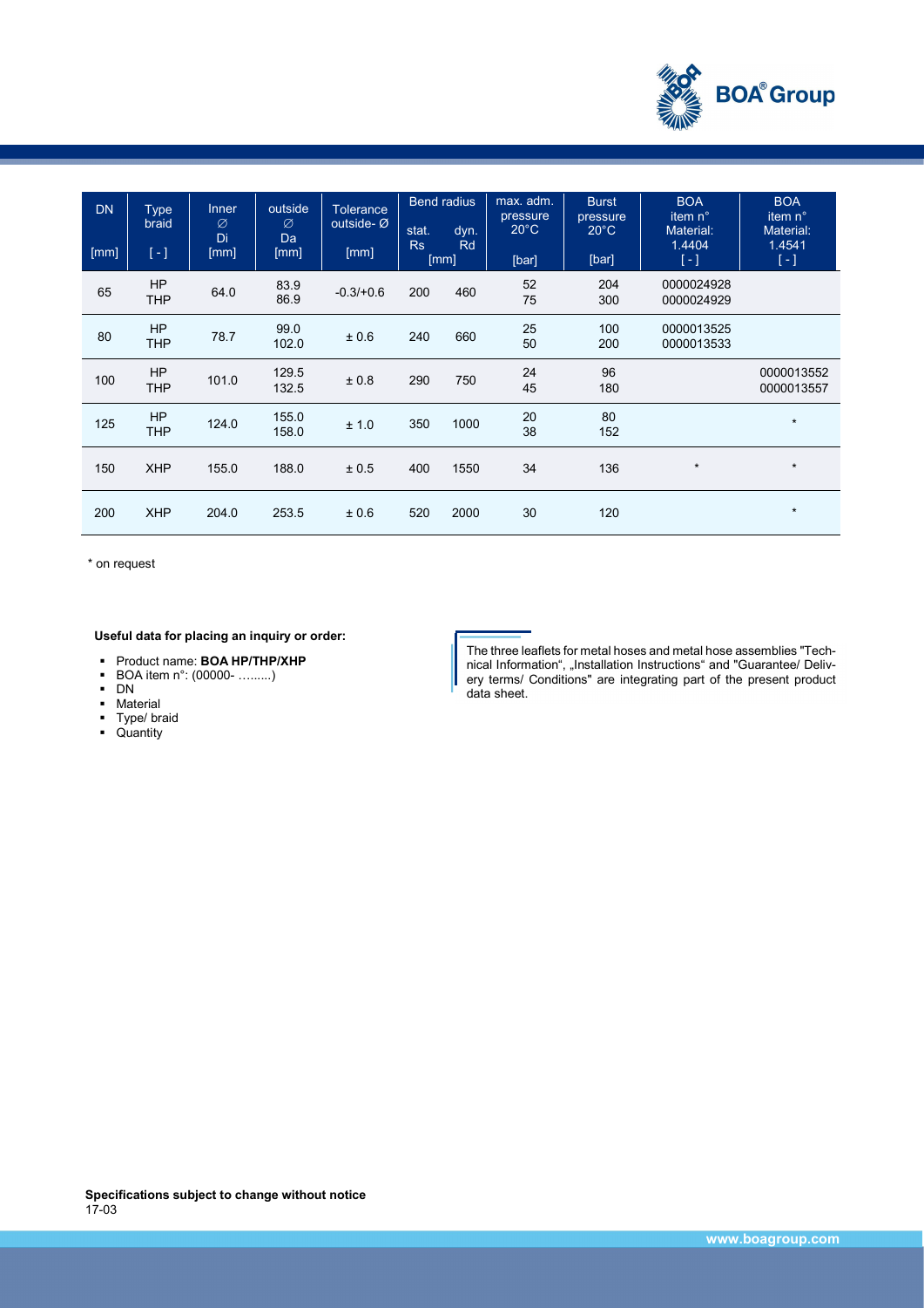| DN [mm] | Type braid [ - ] | Inner ∅ Di [mm] | outside ∅ Da [mm] | Tolerance outside- Ø [mm] | Bend radius stat. Rs [mm] | Bend radius dyn. Rd [mm] | max. adm. pressure 20°C [bar] | Burst pressure 20°C [bar] | BOA item n° Material: 1.4404 [ - ] | BOA item n° Material: 1.4541 [ - ] |
|---|---|---|---|---|---|---|---|---|---|---|
| 65 | HP<br>THP | 64.0 | 83.9<br>86.9 | -0.3/+0.6 | 200 | 460 | 52<br>75 | 204<br>300 | 0000024928<br>0000024929 | |
| 80 | HP<br>THP | 78.7 | 99.0<br>102.0 | ± 0.6 | 240 | 660 | 25<br>50 | 100<br>200 | 0000013525<br>0000013533 | |
| 100 | HP<br>THP | 101.0 | 129.5<br>132.5 | ± 0.8 | 290 | 750 | 24<br>45 | 96<br>180 | | 0000013552<br>0000013557 |
| 125 | HP<br>THP | 124.0 | 155.0<br>158.0 | ± 1.0 | 350 | 1000 | 20<br>38 | 80<br>152 | | * |
| 150 | XHP | 155.0 | 188.0 | ± 0.5 | 400 | 1550 | 34 | 136 | * | * |
| 200 | XHP | 204.0 | 253.5 | ± 0.6 | 520 | 2000 | 30 | 120 | | * |

* on request

**Useful data for placing an inquiry or order:**

- Product name: **BOA HP/THP/XHP**
- BOA item n°: (00000- ……...)
- DN
- Material
- Type/ braid
- Quantity

The three leaflets for metal hoses and metal hose assemblies "Technical Information", „Installation Instructions“ and "Guarantee/ Delivery terms/ Conditions" are integrating part of the present product data sheet.

**Specifications subject to change without notice**
17-03